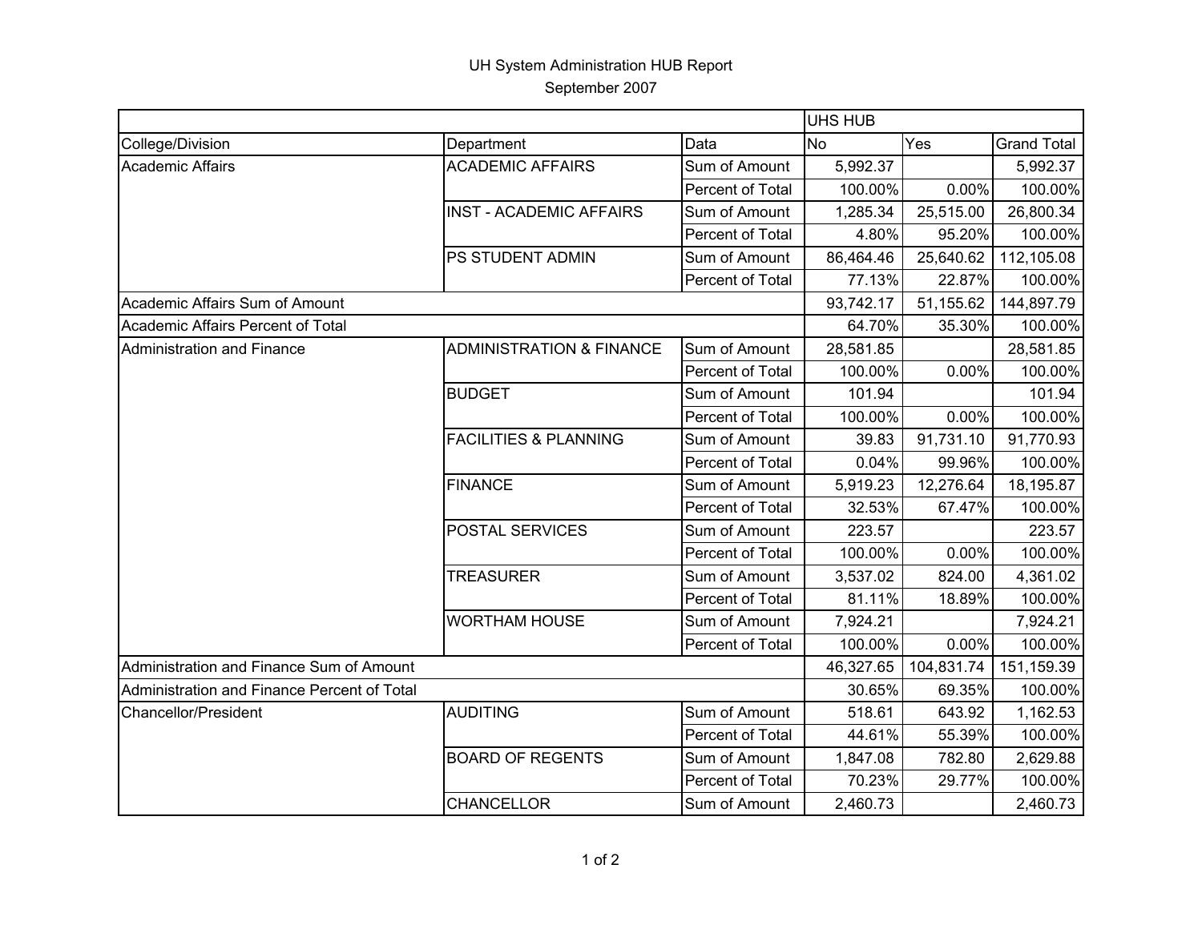# UH System Administration HUB Report

September 2007

| | | | UHS HUB | | |
|---|---|---|---|---|---|
| College/Division | Department | Data | No | Yes | Grand Total |
| Academic Affairs | ACADEMIC AFFAIRS | Sum of Amount | 5,992.37 | | 5,992.37 |
| | | Percent of Total | 100.00% | 0.00% | 100.00% |
| | INST - ACADEMIC AFFAIRS | Sum of Amount | 1,285.34 | 25,515.00 | 26,800.34 |
| | | Percent of Total | 4.80% | 95.20% | 100.00% |
| | PS STUDENT ADMIN | Sum of Amount | 86,464.46 | 25,640.62 | 112,105.08 |
| | | Percent of Total | 77.13% | 22.87% | 100.00% |
| Academic Affairs Sum of Amount | | | 93,742.17 | 51,155.62 | 144,897.79 |
| Academic Affairs Percent of Total | | | 64.70% | 35.30% | 100.00% |
| Administration and Finance | ADMINISTRATION & FINANCE | Sum of Amount | 28,581.85 | | 28,581.85 |
| | | Percent of Total | 100.00% | 0.00% | 100.00% |
| | BUDGET | Sum of Amount | 101.94 | | 101.94 |
| | | Percent of Total | 100.00% | 0.00% | 100.00% |
| | FACILITIES & PLANNING | Sum of Amount | 39.83 | 91,731.10 | 91,770.93 |
| | | Percent of Total | 0.04% | 99.96% | 100.00% |
| | FINANCE | Sum of Amount | 5,919.23 | 12,276.64 | 18,195.87 |
| | | Percent of Total | 32.53% | 67.47% | 100.00% |
| | POSTAL SERVICES | Sum of Amount | 223.57 | | 223.57 |
| | | Percent of Total | 100.00% | 0.00% | 100.00% |
| | TREASURER | Sum of Amount | 3,537.02 | 824.00 | 4,361.02 |
| | | Percent of Total | 81.11% | 18.89% | 100.00% |
| | WORTHAM HOUSE | Sum of Amount | 7,924.21 | | 7,924.21 |
| | | Percent of Total | 100.00% | 0.00% | 100.00% |
| Administration and Finance Sum of Amount | | | 46,327.65 | 104,831.74 | 151,159.39 |
| Administration and Finance Percent of Total | | | 30.65% | 69.35% | 100.00% |
| Chancellor/President | AUDITING | Sum of Amount | 518.61 | 643.92 | 1,162.53 |
| | | Percent of Total | 44.61% | 55.39% | 100.00% |
| | BOARD OF REGENTS | Sum of Amount | 1,847.08 | 782.80 | 2,629.88 |
| | | Percent of Total | 70.23% | 29.77% | 100.00% |
| | CHANCELLOR | Sum of Amount | 2,460.73 | | 2,460.73 |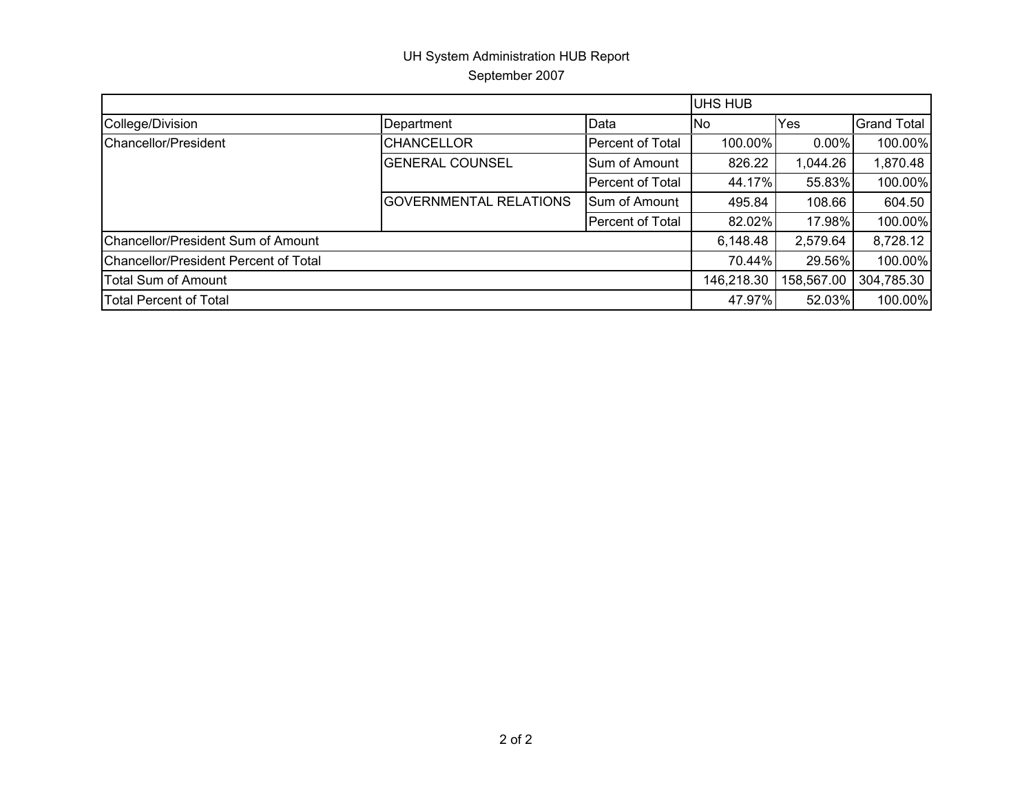UH System Administration HUB Report

September 2007

| | | | UHS HUB | | |
|---|---|---|---|---|---|
| College/Division | Department | Data | No | Yes | Grand Total |
| Chancellor/President | CHANCELLOR | Percent of Total | 100.00% | 0.00% | 100.00% |
| | GENERAL COUNSEL | Sum of Amount | 826.22 | 1,044.26 | 1,870.48 |
| | | Percent of Total | 44.17% | 55.83% | 100.00% |
| | GOVERNMENTAL RELATIONS | Sum of Amount | 495.84 | 108.66 | 604.50 |
| | | Percent of Total | 82.02% | 17.98% | 100.00% |
| Chancellor/President Sum of Amount | | | 6,148.48 | 2,579.64 | 8,728.12 |
| Chancellor/President Percent of Total | | | 70.44% | 29.56% | 100.00% |
| Total Sum of Amount | | | 146,218.30 | 158,567.00 | 304,785.30 |
| Total Percent of Total | | | 47.97% | 52.03% | 100.00% |